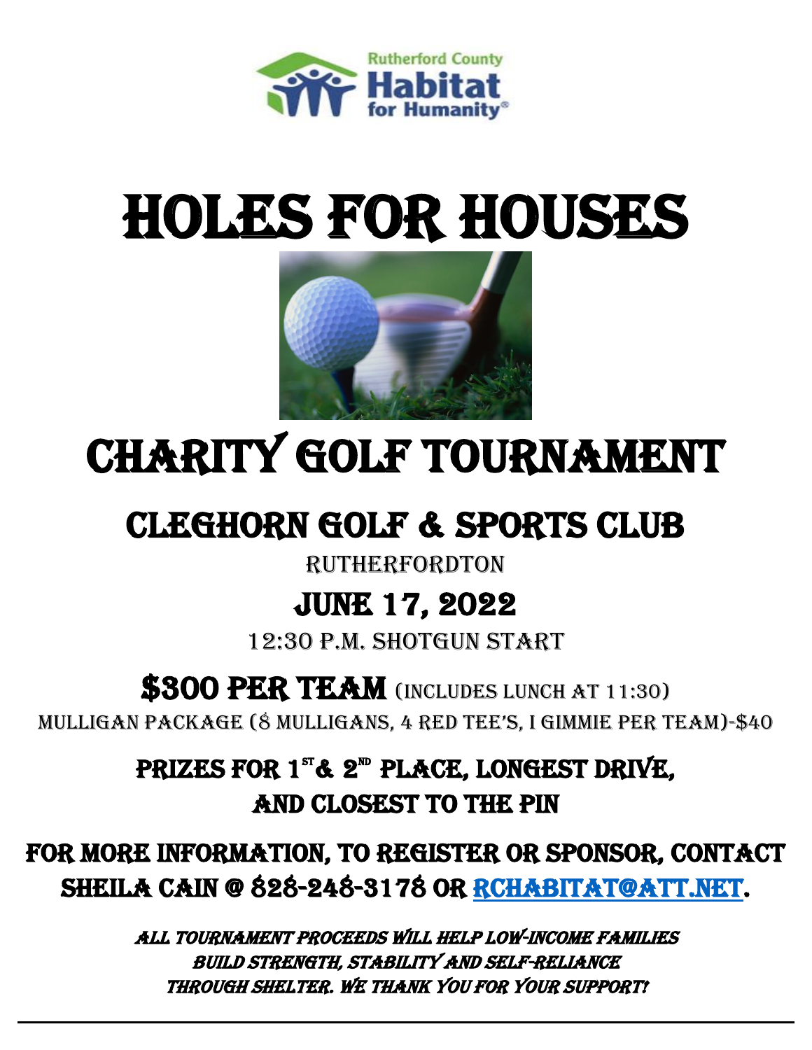Rutherford County Habitat for Humanity®

# HOLES FOR HOUSES

# CHARITY GOLF TOURNAMENT

## CLEGHORN GOLF & SPORTS CLUB

RUTHERFORDTON

## JUNE 17, 2022

12:30 P.M. SHOTGUN START

**$300 PER TEAM** (INCLUDES LUNCH AT 11:30)

MULLIGAN PACKAGE (8 MULLIGANS, 4 RED TEE'S, I GIMMIE PER TEAM)-$40

**PRIZES FOR 1st & 2nd PLACE, LONGEST DRIVE, AND CLOSEST TO THE PIN**

**FOR MORE INFORMATION, TO REGISTER OR SPONSOR, CONTACT SHEILA CAIN @ 828-248-3178 OR RCHABITAT@ATT.NET.**

***ALL TOURNAMENT PROCEEDS WILL HELP LOW-INCOME FAMILIES BUILD STRENGTH, STABILITY AND SELF-RELIANCE THROUGH SHELTER. WE THANK YOU FOR YOUR SUPPORT!***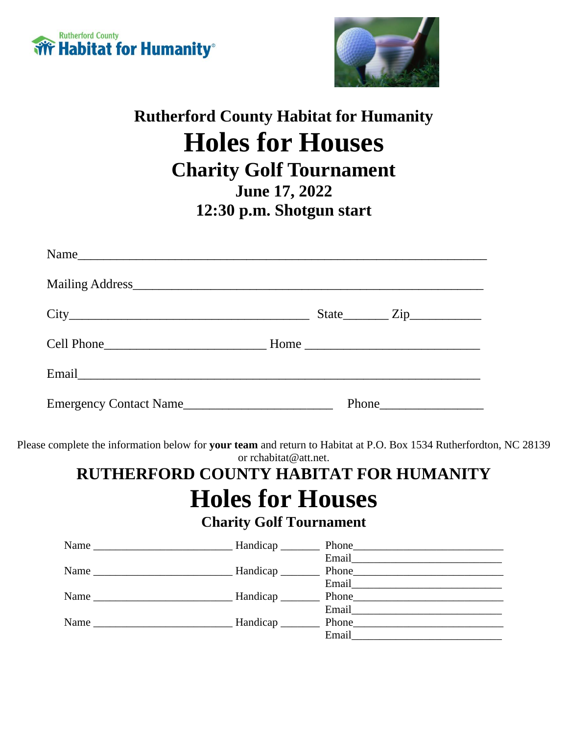Rutherford County Habitat for Humanity

# Rutherford County Habitat for Humanity

# Holes for Houses

## Charity Golf Tournament

### June 17, 2022

### 12:30 p.m. Shotgun start

Name_______________________________________________________________

Mailing Address_______________________________________________________

City_____________________________________ State_______ Zip___________

Cell Phone_________________________ Home ___________________________

Email______________________________________________________________

Emergency Contact Name_______________________ Phone________________

Please complete the information below for **your team** and return to Habitat at P.O. Box 1534 Rutherfordton, NC 28139 or rchabitat@att.net.

# RUTHERFORD COUNTY HABITAT FOR HUMANITY

# Holes for Houses

## Charity Golf Tournament

Name _________________________ Handicap _______ Phone___________________________
Email___________________________

Name _________________________ Handicap _______ Phone___________________________
Email___________________________

Name _________________________ Handicap _______ Phone___________________________
Email___________________________

Name _________________________ Handicap _______ Phone___________________________
Email___________________________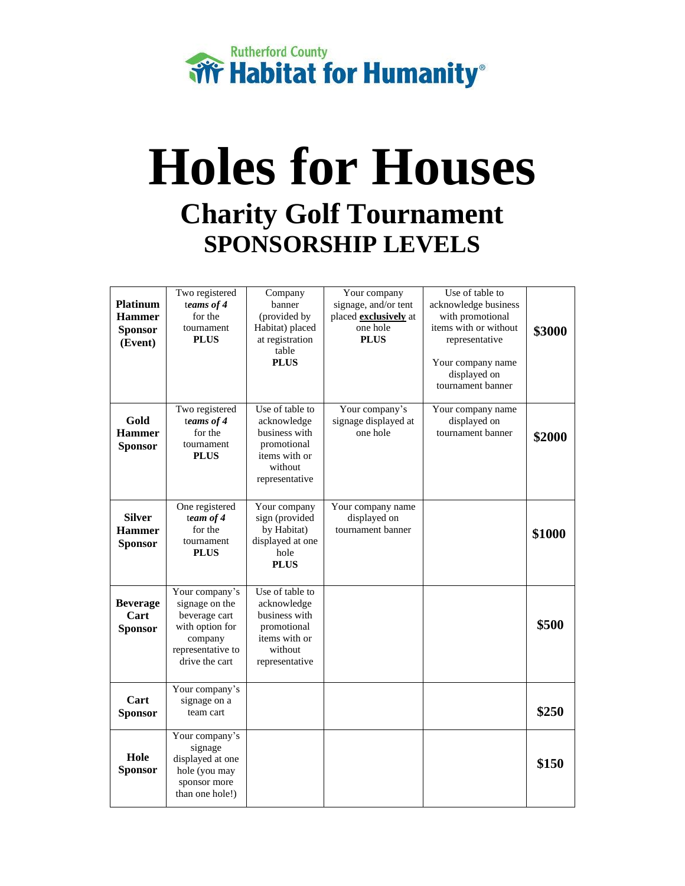Rutherford County **Habitat for Humanity®**

# Holes for Houses

## Charity Golf Tournament

## SPONSORSHIP LEVELS

| | | | | | |
|---|---|---|---|---|---|
| **Platinum Hammer Sponsor (Event)** | Two registered t***eams of 4*** for the tournament **PLUS** | Company banner (provided by Habitat) placed at registration table **PLUS** | Your company signage, and/or tent placed **exclusively** at one hole **PLUS** | Use of table to acknowledge business with promotional items with or without representative<br><br>Your company name displayed on tournament banner | **$3000** |
| **Gold Hammer Sponsor** | Two registered t***eams of 4*** for the tournament **PLUS** | Use of table to acknowledge business with promotional items with or without representative | Your company's signage displayed at one hole | Your company name displayed on tournament banner | **$2000** |
| **Silver Hammer Sponsor** | One registered t***eam of 4*** for the tournament **PLUS** | Your company sign (provided by Habitat) displayed at one hole **PLUS** | Your company name displayed on tournament banner | | **$1000** |
| **Beverage Cart Sponsor** | Your company's signage on the beverage cart with option for company representative to drive the cart | Use of table to acknowledge business with promotional items with or without representative | | | **$500** |
| **Cart Sponsor** | Your company's signage on a team cart | | | | **$250** |
| **Hole Sponsor** | Your company's signage displayed at one hole (you may sponsor more than one hole!) | | | | **$150** |